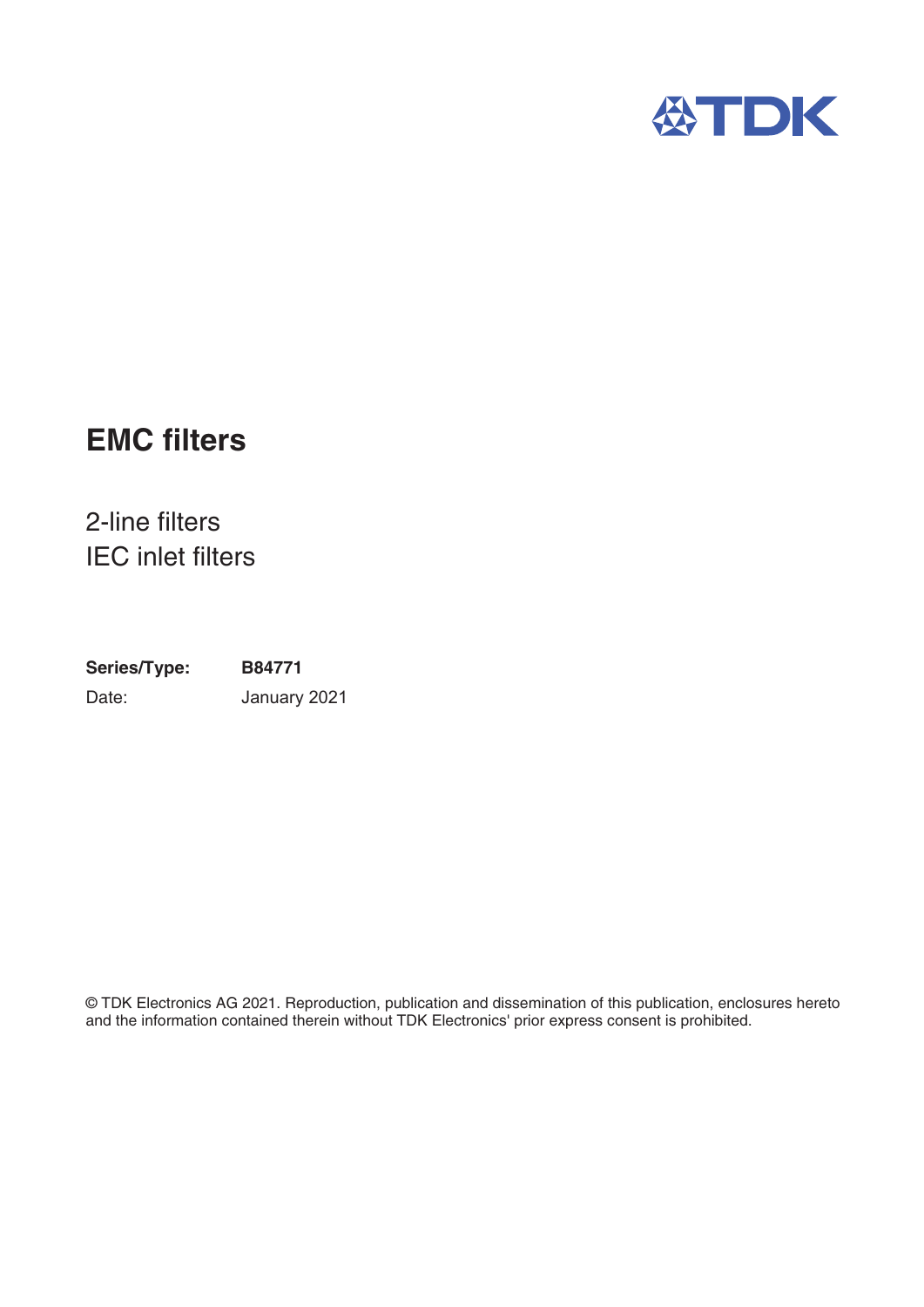TDK

# EMC filters

2-line filters
IEC inlet filters

**Series/Type:** **B84771**
Date: January 2021

© TDK Electronics AG 2021. Reproduction, publication and dissemination of this publication, enclosures hereto and the information contained therein without TDK Electronics' prior express consent is prohibited.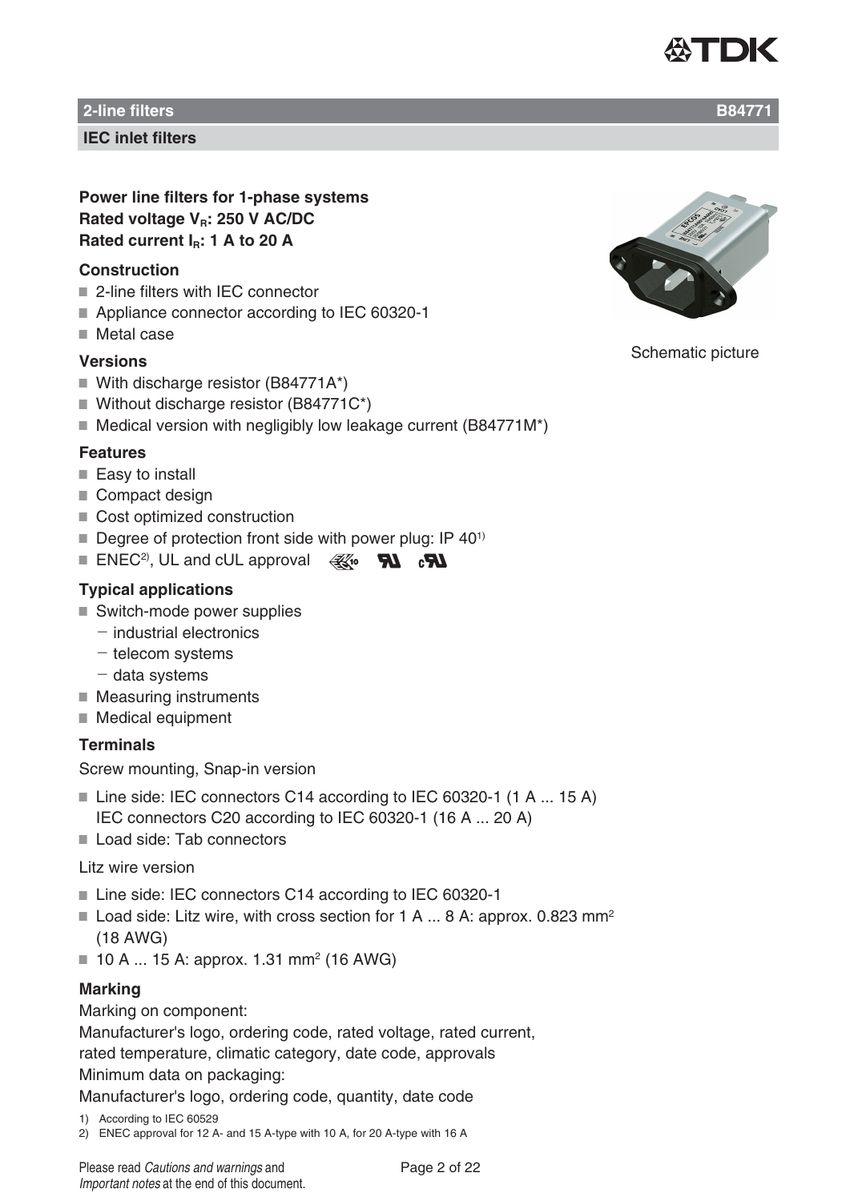## 2-line filters B84771

### IEC inlet filters

**Power line filters for 1-phase systems**
**Rated voltage $V_R$: 250 V AC/DC**
**Rated current $I_R$: 1 A to 20 A**

Schematic picture

### Construction

- 2-line filters with IEC connector
- Appliance connector according to IEC 60320-1
- Metal case

### Versions

- With discharge resistor (B84771A*)
- Without discharge resistor (B84771C*)
- Medical version with negligibly low leakage current (B84771M*)

### Features

- Easy to install
- Compact design
- Cost optimized construction
- Degree of protection front side with power plug: IP 40[1)]
- ENEC[2)], UL and cUL approval

### Typical applications

- Switch-mode power supplies
  - industrial electronics
  - telecom systems
  - data systems
- Measuring instruments
- Medical equipment

### Terminals

Screw mounting, Snap-in version

- Line side: IEC connectors C14 according to IEC 60320-1 (1 A ... 15 A)
  IEC connectors C20 according to IEC 60320-1 (16 A ... 20 A)
- Load side: Tab connectors

Litz wire version

- Line side: IEC connectors C14 according to IEC 60320-1
- Load side: Litz wire, with cross section for 1 A ... 8 A: approx. 0.823 $mm^2$ (18 AWG)
- 10 A ... 15 A: approx. 1.31 $mm^2$ (16 AWG)

### Marking

Marking on component:
Manufacturer's logo, ordering code, rated voltage, rated current, rated temperature, climatic category, date code, approvals
Minimum data on packaging:
Manufacturer's logo, ordering code, quantity, date code

1) According to IEC 60529
2) ENEC approval for 12 A- and 15 A-type with 10 A, for 20 A-type with 16 A

Please read *Cautions and warnings* and *Important notes* at the end of this document.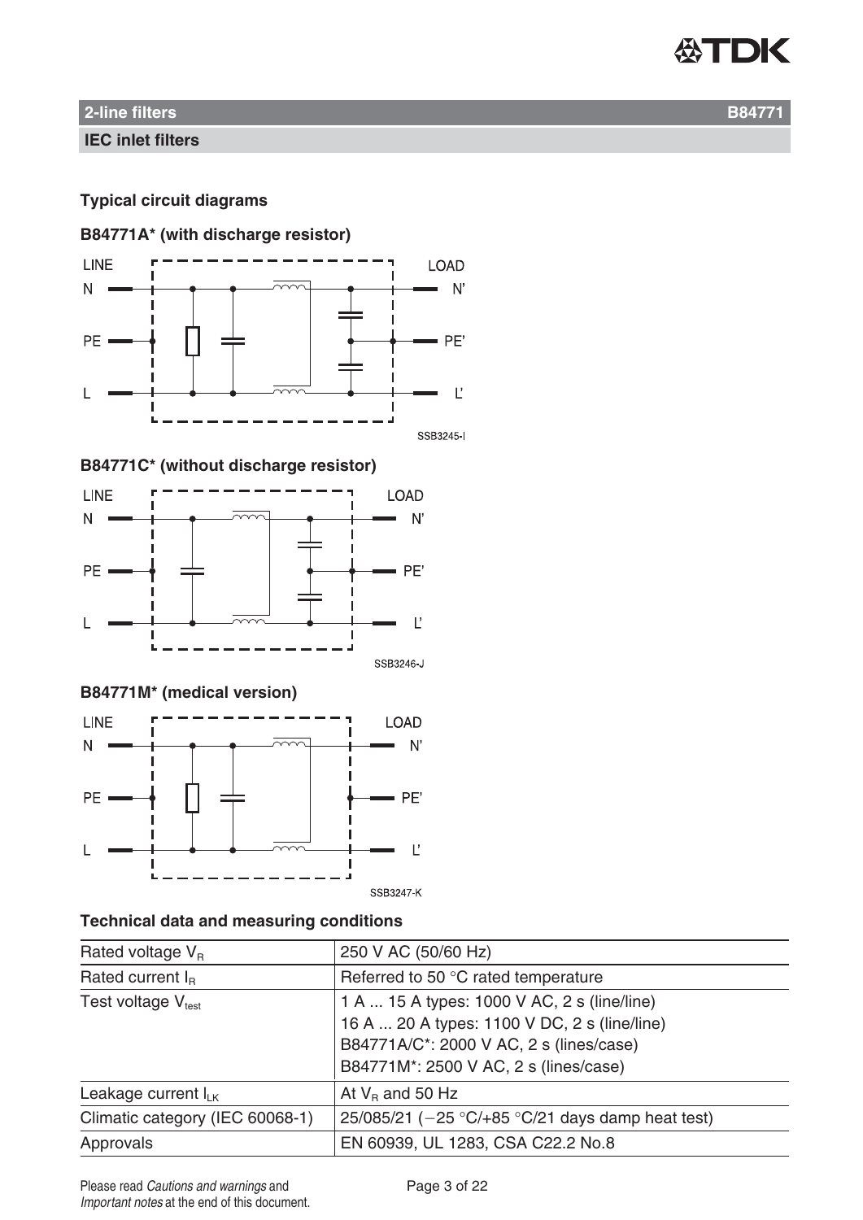## 2-line filters B84771

### IEC inlet filters

### Typical circuit diagrams

**B84771A* (with discharge resistor)**

LINE N PE L — LOAD N' PE' L'

SSB3245-I

**B84771C* (without discharge resistor)**

LINE N PE L — LOAD N' PE' L'

SSB3246-J

**B84771M* (medical version)**

LINE N PE L — LOAD N' PE' L'

SSB3247-K

### Technical data and measuring conditions

| | |
|---|---|
| Rated voltage $V_R$ | 250 V AC (50/60 Hz) |
| Rated current $I_R$ | Referred to 50 °C rated temperature |
| Test voltage $V_{test}$ | 1 A ... 15 A types: 1000 V AC, 2 s (line/line)<br>16 A ... 20 A types: 1100 V DC, 2 s (line/line)<br>B84771A/C*: 2000 V AC, 2 s (lines/case)<br>B84771M*: 2500 V AC, 2 s (lines/case) |
| Leakage current $I_{LK}$ | At $V_R$ and 50 Hz |
| Climatic category (IEC 60068-1) | 25/085/21 (−25 °C/+85 °C/21 days damp heat test) |
| Approvals | EN 60939, UL 1283, CSA C22.2 No.8 |

Please read *Cautions and warnings* and *Important notes* at the end of this document.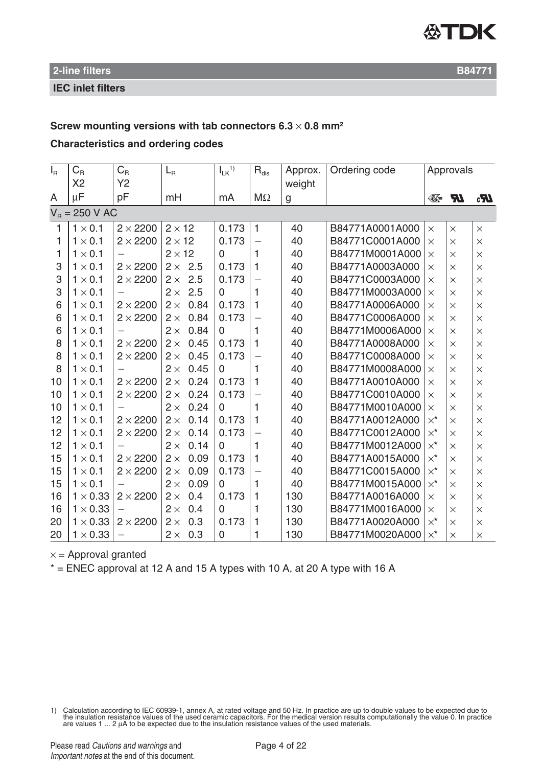**2-line filters** **B84771**

**IEC inlet filters**

**Screw mounting versions with tab connectors 6.3 × 0.8 mm²**

**Characteristics and ordering codes**

| $I_R$ | $C_R$ X2 | $C_R$ Y2 | $L_R$ | $I_{LK}$[1)] | $R_{dis}$ | Approx. weight | Ordering code | Approvals | | |
|---|---|---|---|---|---|---|---|---|---|---|
| A | µF | pF | mH | mA | MΩ | g | | ENEC | UR | cUR |
| $V_R$ = 250 V AC | | | | | | | | | | |
| 1 | 1 × 0.1 | 2 × 2200 | 2 × 12 | 0.173 | 1 | 40 | B84771A0001A000 | × | × | × |
| 1 | 1 × 0.1 | 2 × 2200 | 2 × 12 | 0.173 | – | 40 | B84771C0001A000 | × | × | × |
| 1 | 1 × 0.1 | – | 2 × 12 | 0 | 1 | 40 | B84771M0001A000 | × | × | × |
| 3 | 1 × 0.1 | 2 × 2200 | 2 × 2.5 | 0.173 | 1 | 40 | B84771A0003A000 | × | × | × |
| 3 | 1 × 0.1 | 2 × 2200 | 2 × 2.5 | 0.173 | – | 40 | B84771C0003A000 | × | × | × |
| 3 | 1 × 0.1 | – | 2 × 2.5 | 0 | 1 | 40 | B84771M0003A000 | × | × | × |
| 6 | 1 × 0.1 | 2 × 2200 | 2 × 0.84 | 0.173 | 1 | 40 | B84771A0006A000 | × | × | × |
| 6 | 1 × 0.1 | 2 × 2200 | 2 × 0.84 | 0.173 | – | 40 | B84771C0006A000 | × | × | × |
| 6 | 1 × 0.1 | – | 2 × 0.84 | 0 | 1 | 40 | B84771M0006A000 | × | × | × |
| 8 | 1 × 0.1 | 2 × 2200 | 2 × 0.45 | 0.173 | 1 | 40 | B84771A0008A000 | × | × | × |
| 8 | 1 × 0.1 | 2 × 2200 | 2 × 0.45 | 0.173 | – | 40 | B84771C0008A000 | × | × | × |
| 8 | 1 × 0.1 | – | 2 × 0.45 | 0 | 1 | 40 | B84771M0008A000 | × | × | × |
| 10 | 1 × 0.1 | 2 × 2200 | 2 × 0.24 | 0.173 | 1 | 40 | B84771A0010A000 | × | × | × |
| 10 | 1 × 0.1 | 2 × 2200 | 2 × 0.24 | 0.173 | – | 40 | B84771C0010A000 | × | × | × |
| 10 | 1 × 0.1 | – | 2 × 0.24 | 0 | 1 | 40 | B84771M0010A000 | × | × | × |
| 12 | 1 × 0.1 | 2 × 2200 | 2 × 0.14 | 0.173 | 1 | 40 | B84771A0012A000 | ×* | × | × |
| 12 | 1 × 0.1 | 2 × 2200 | 2 × 0.14 | 0.173 | – | 40 | B84771C0012A000 | ×* | × | × |
| 12 | 1 × 0.1 | – | 2 × 0.14 | 0 | 1 | 40 | B84771M0012A000 | ×* | × | × |
| 15 | 1 × 0.1 | 2 × 2200 | 2 × 0.09 | 0.173 | 1 | 40 | B84771A0015A000 | ×* | × | × |
| 15 | 1 × 0.1 | 2 × 2200 | 2 × 0.09 | 0.173 | – | 40 | B84771C0015A000 | ×* | × | × |
| 15 | 1 × 0.1 | – | 2 × 0.09 | 0 | 1 | 40 | B84771M0015A000 | ×* | × | × |
| 16 | 1 × 0.33 | 2 × 2200 | 2 × 0.4 | 0.173 | 1 | 130 | B84771A0016A000 | × | × | × |
| 16 | 1 × 0.33 | – | 2 × 0.4 | 0 | 1 | 130 | B84771M0016A000 | × | × | × |
| 20 | 1 × 0.33 | 2 × 2200 | 2 × 0.3 | 0.173 | 1 | 130 | B84771A0020A000 | ×* | × | × |
| 20 | 1 × 0.33 | – | 2 × 0.3 | 0 | 1 | 130 | B84771M0020A000 | ×* | × | × |

× = Approval granted

* = ENEC approval at 12 A and 15 A types with 10 A, at 20 A type with 16 A

1) Calculation according to IEC 60939-1, annex A, at rated voltage and 50 Hz. In practice are up to double values to be expected due to the insulation resistance values of the used ceramic capacitors. For the medical version results computationally the value 0. In practice are values 1 ... 2 µA to be expected due to the insulation resistance values of the used materials.

Please read *Cautions and warnings* and *Important notes* at the end of this document.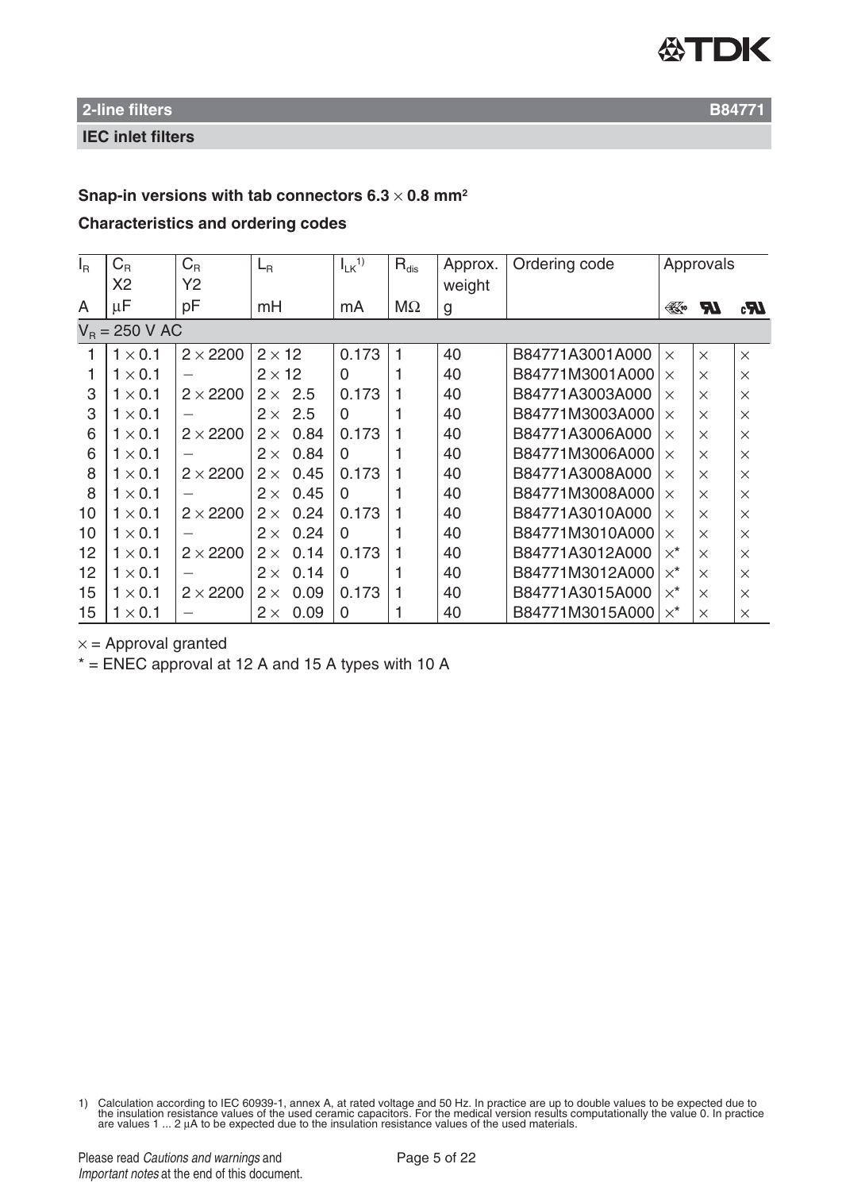## 2-line filters B84771

### IEC inlet filters

**Snap-in versions with tab connectors 6.3 × 0.8 mm²**

**Characteristics and ordering codes**

| $I_R$ | $C_R$ X2 | $C_R$ Y2 | $L_R$ | $I_{LK}$ [1] | $R_{dis}$ | Approx. weight | Ordering code | Approvals | | |
|---|---|---|---|---|---|---|---|---|---|---|
| A | µF | pF | mH | mA | MΩ | g | | ENEC | UR | cUR |
| $V_R$ = 250 V AC | | | | | | | | | | |
| 1 | 1 × 0.1 | 2 × 2200 | 2 × 12 | 0.173 | 1 | 40 | B84771A3001A000 | × | × | × |
| 1 | 1 × 0.1 | – | 2 × 12 | 0 | 1 | 40 | B84771M3001A000 | × | × | × |
| 3 | 1 × 0.1 | 2 × 2200 | 2 × 2.5 | 0.173 | 1 | 40 | B84771A3003A000 | × | × | × |
| 3 | 1 × 0.1 | – | 2 × 2.5 | 0 | 1 | 40 | B84771M3003A000 | × | × | × |
| 6 | 1 × 0.1 | 2 × 2200 | 2 × 0.84 | 0.173 | 1 | 40 | B84771A3006A000 | × | × | × |
| 6 | 1 × 0.1 | – | 2 × 0.84 | 0 | 1 | 40 | B84771M3006A000 | × | × | × |
| 8 | 1 × 0.1 | 2 × 2200 | 2 × 0.45 | 0.173 | 1 | 40 | B84771A3008A000 | × | × | × |
| 8 | 1 × 0.1 | – | 2 × 0.45 | 0 | 1 | 40 | B84771M3008A000 | × | × | × |
| 10 | 1 × 0.1 | 2 × 2200 | 2 × 0.24 | 0.173 | 1 | 40 | B84771A3010A000 | × | × | × |
| 10 | 1 × 0.1 | – | 2 × 0.24 | 0 | 1 | 40 | B84771M3010A000 | × | × | × |
| 12 | 1 × 0.1 | 2 × 2200 | 2 × 0.14 | 0.173 | 1 | 40 | B84771A3012A000 | ×* | × | × |
| 12 | 1 × 0.1 | – | 2 × 0.14 | 0 | 1 | 40 | B84771M3012A000 | ×* | × | × |
| 15 | 1 × 0.1 | 2 × 2200 | 2 × 0.09 | 0.173 | 1 | 40 | B84771A3015A000 | ×* | × | × |
| 15 | 1 × 0.1 | – | 2 × 0.09 | 0 | 1 | 40 | B84771M3015A000 | ×* | × | × |

× = Approval granted

* = ENEC approval at 12 A and 15 A types with 10 A

1) Calculation according to IEC 60939-1, annex A, at rated voltage and 50 Hz. In practice are up to double values to be expected due to the insulation resistance values of the used ceramic capacitors. For the medical version results computationally the value 0. In practice are values 1 ... 2 µA to be expected due to the insulation resistance values of the used materials.

Please read *Cautions and warnings* and *Important notes* at the end of this document.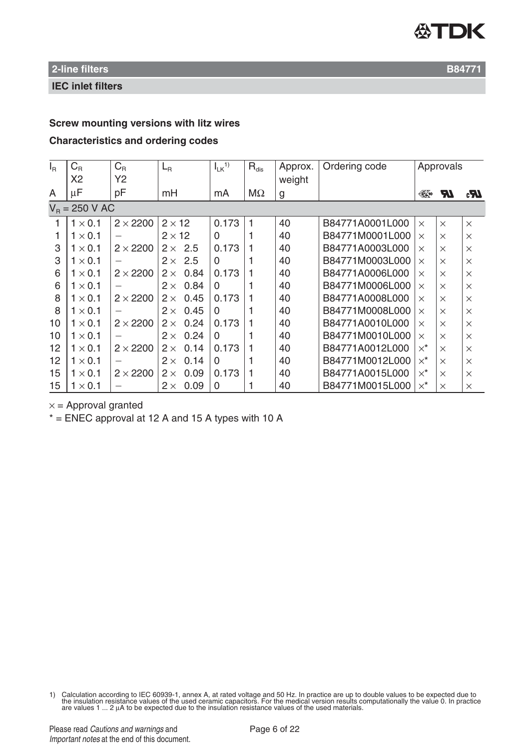## 2-line filters B84771

### IEC inlet filters

**Screw mounting versions with litz wires**

**Characteristics and ordering codes**

| $I_R$ | $C_R$ X2 | $C_R$ Y2 | $L_R$ | $I_{LK}$ [1)] | $R_{dis}$ | Approx. weight | Ordering code | Approvals | | |
|---|---|---|---|---|---|---|---|---|---|---|
| A | µF | pF | mH | mA | MΩ | g | | ENEC | UR | cUR |
| $V_R$ = 250 V AC | | | | | | | | | | |
| 1 | 1 × 0.1 | 2 × 2200 | 2 × 12 | 0.173 | 1 | 40 | B84771A0001L000 | × | × | × |
| 1 | 1 × 0.1 | – | 2 × 12 | 0 | 1 | 40 | B84771M0001L000 | × | × | × |
| 3 | 1 × 0.1 | 2 × 2200 | 2 × 2.5 | 0.173 | 1 | 40 | B84771A0003L000 | × | × | × |
| 3 | 1 × 0.1 | – | 2 × 2.5 | 0 | 1 | 40 | B84771M0003L000 | × | × | × |
| 6 | 1 × 0.1 | 2 × 2200 | 2 × 0.84 | 0.173 | 1 | 40 | B84771A0006L000 | × | × | × |
| 6 | 1 × 0.1 | – | 2 × 0.84 | 0 | 1 | 40 | B84771M0006L000 | × | × | × |
| 8 | 1 × 0.1 | 2 × 2200 | 2 × 0.45 | 0.173 | 1 | 40 | B84771A0008L000 | × | × | × |
| 8 | 1 × 0.1 | – | 2 × 0.45 | 0 | 1 | 40 | B84771M0008L000 | × | × | × |
| 10 | 1 × 0.1 | 2 × 2200 | 2 × 0.24 | 0.173 | 1 | 40 | B84771A0010L000 | × | × | × |
| 10 | 1 × 0.1 | – | 2 × 0.24 | 0 | 1 | 40 | B84771M0010L000 | × | × | × |
| 12 | 1 × 0.1 | 2 × 2200 | 2 × 0.14 | 0.173 | 1 | 40 | B84771A0012L000 | ×* | × | × |
| 12 | 1 × 0.1 | – | 2 × 0.14 | 0 | 1 | 40 | B84771M0012L000 | ×* | × | × |
| 15 | 1 × 0.1 | 2 × 2200 | 2 × 0.09 | 0.173 | 1 | 40 | B84771A0015L000 | ×* | × | × |
| 15 | 1 × 0.1 | – | 2 × 0.09 | 0 | 1 | 40 | B84771M0015L000 | ×* | × | × |

× = Approval granted

\* = ENEC approval at 12 A and 15 A types with 10 A

1) Calculation according to IEC 60939-1, annex A, at rated voltage and 50 Hz. In practice are up to double values to be expected due to the insulation resistance values of the used ceramic capacitors. For the medical version results computationally the value 0. In practice are values 1 ... 2 µA to be expected due to the insulation resistance values of the used materials.

Please read *Cautions and warnings* and *Important notes* at the end of this document.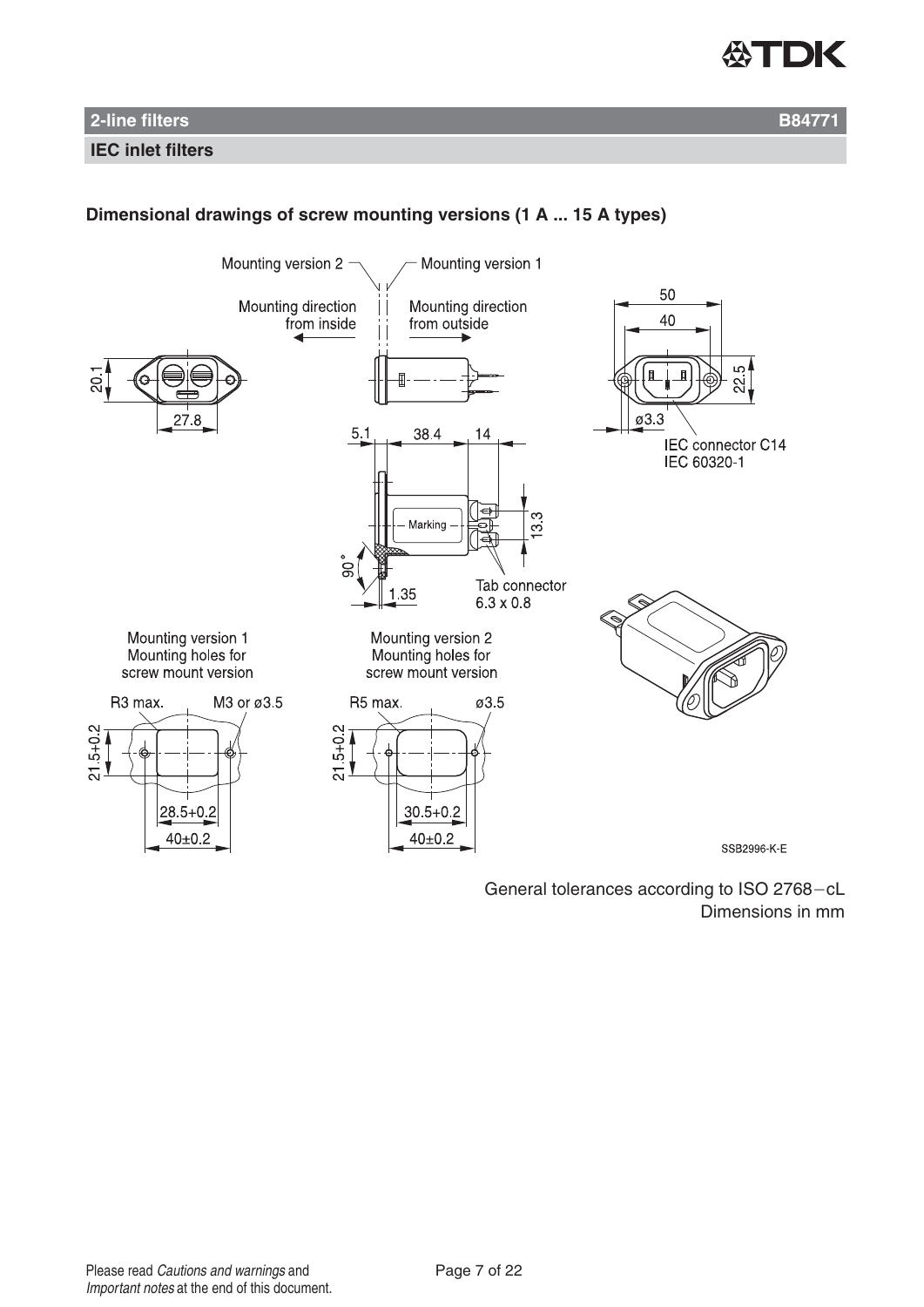**2-line filters** **B84771**

**IEC inlet filters**

**Dimensional drawings of screw mounting versions (1 A ... 15 A types)**

Mounting version 2 — Mounting version 1

Mounting direction from inside — Mounting direction from outside

20.1 | 27.8 | 50 | 40 | 22.5 | ø3.3

IEC connector C14
IEC 60320-1

5.1 | 38.4 | 14 | 13.3 | 90° | 1.35

Marking

Tab connector
6.3 x 0.8

Mounting version 1
Mounting holes for
screw mount version

R3 max. | M3 or ø3.5 | 21.5+0.2 | 28.5+0.2 | 40±0.2

Mounting version 2
Mounting holes for
screw mount version

R5 max. | ø3.5 | 21.5+0.2 | 30.5+0.2 | 40±0.2

SSB2996-K-E

General tolerances according to ISO 2768−cL
Dimensions in mm

Please read *Cautions and warnings* and
*Important notes* at the end of this document.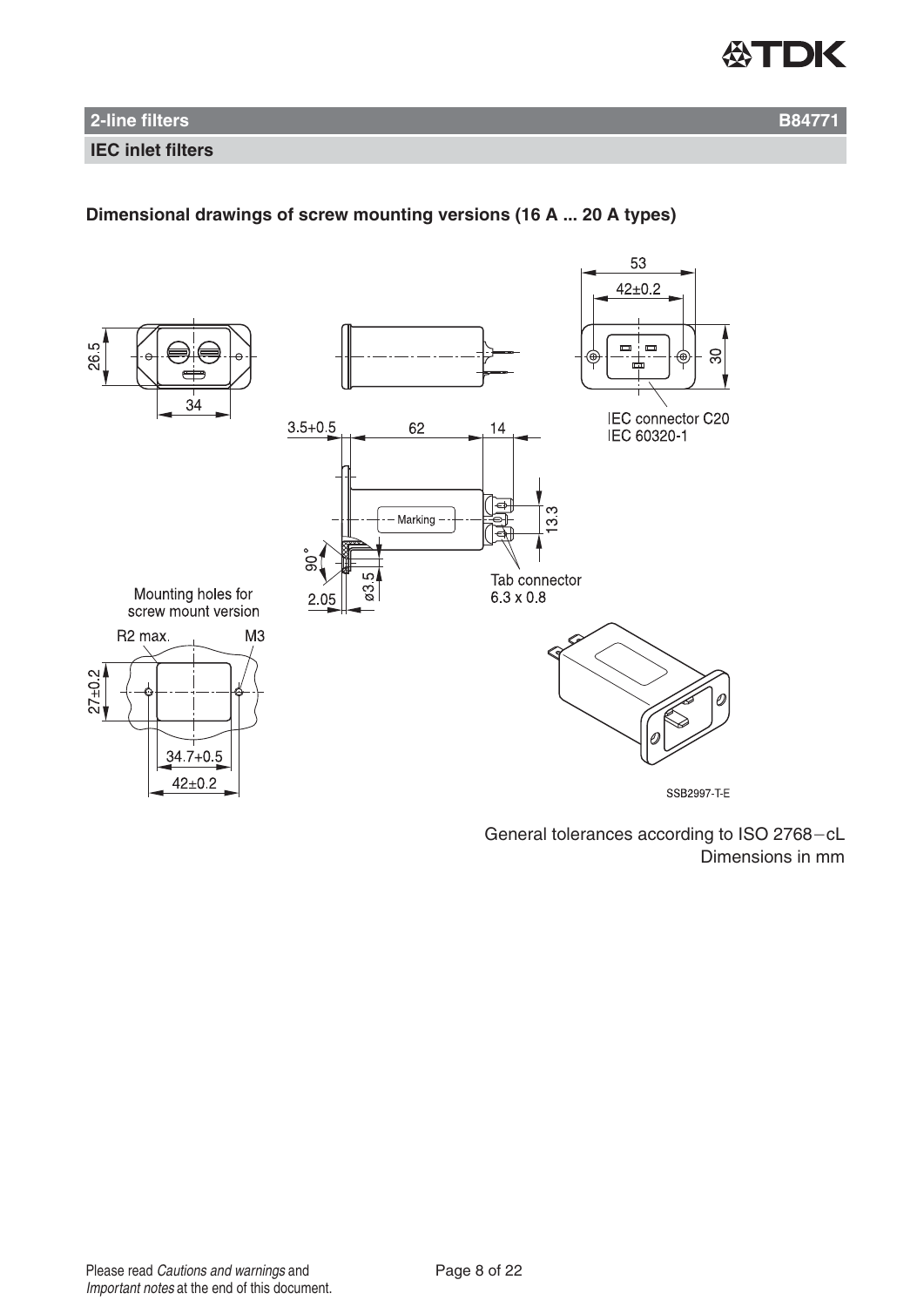## 2-line filters B84771

### IEC inlet filters

**Dimensional drawings of screw mounting versions (16 A ... 20 A types)**

53

42±0.2

26.5

30

34

IEC connector C20
IEC 60320-1

3.5+0.5 62 14

Marking

13.3

90°

ø3.5

2.05

Tab connector
6.3 x 0.8

Mounting holes for
screw mount version

R2 max. M3

27±0.2

34.7+0.5

42±0.2

SSB2997-T-E

General tolerances according to ISO 2768−cL
Dimensions in mm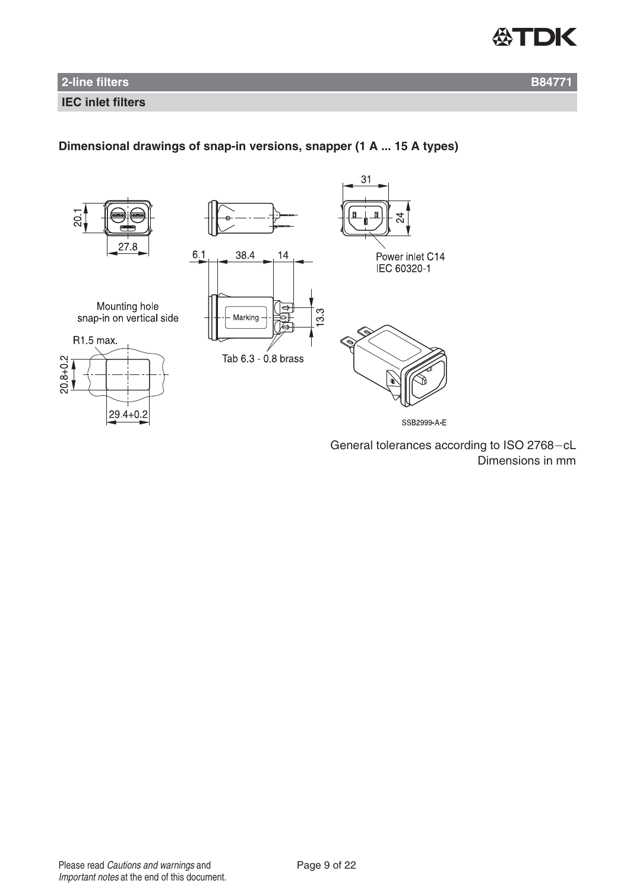## 2-line filters — B84771

### IEC inlet filters

**Dimensional drawings of snap-in versions, snapper (1 A ... 15 A types)**

20.1

27.8

Mounting hole snap-in on vertical side

R1.5 max.

20.8+0.2

29.4+0.2

6.1 38.4 14

Marking

13.3

Tab 6.3 - 0.8 brass

31

24

Power inlet C14 IEC 60320-1

SSB2999-A-E

General tolerances according to ISO 2768−cL
Dimensions in mm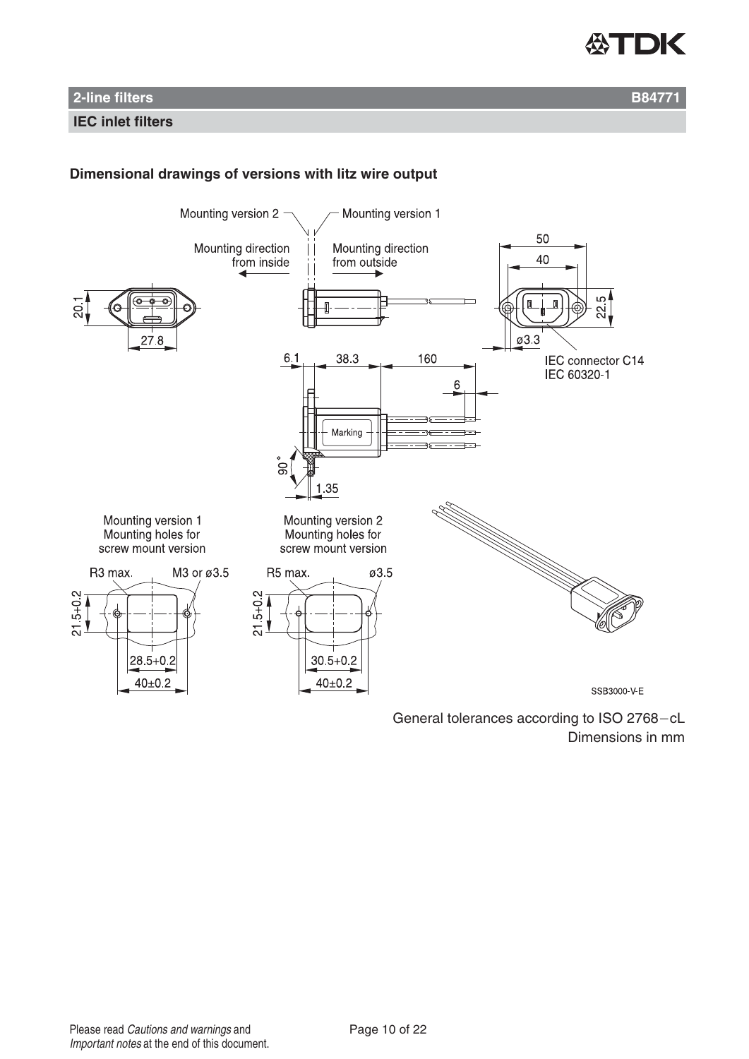## 2-line filters B84771

### IEC inlet filters

**Dimensional drawings of versions with litz wire output**

Mounting version 2 — Mounting version 1

Mounting direction from inside — Mounting direction from outside

IEC connector C14
IEC 60320-1

Mounting version 1
Mounting holes for screw mount version

Mounting version 2
Mounting holes for screw mount version

SSB3000-V-E

General tolerances according to ISO 2768−cL
Dimensions in mm

Please read *Cautions and warnings* and *Important notes* at the end of this document.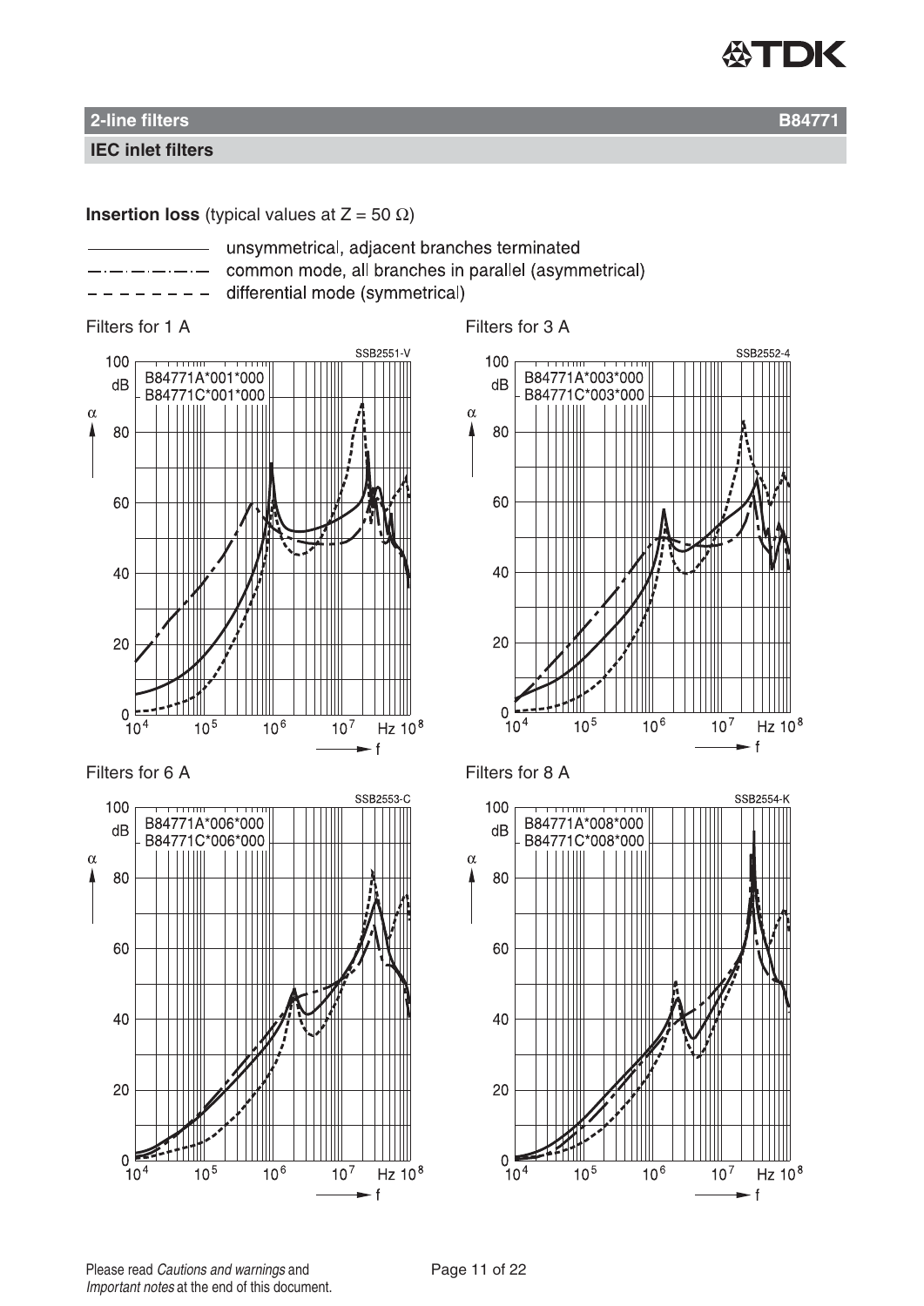## 2-line filters B84771

### IEC inlet filters

**Insertion loss** (typical values at Z = 50 Ω)

- ——————— unsymmetrical, adjacent branches terminated
- —·—·—·—·— common mode, all branches in parallel (asymmetrical)
- – – – – – – – differential mode (symmetrical)

Filters for 1 A

SSB2551-V

B84771A*001*000
B84771C*001*000

Filters for 3 A

SSB2552-4

B84771A*003*000
B84771C*003*000

Filters for 6 A

SSB2553-C

B84771A*006*000
B84771C*006*000

Filters for 8 A

SSB2554-K

B84771A*008*000
B84771C*008*000

Please read *Cautions and warnings* and *Important notes* at the end of this document.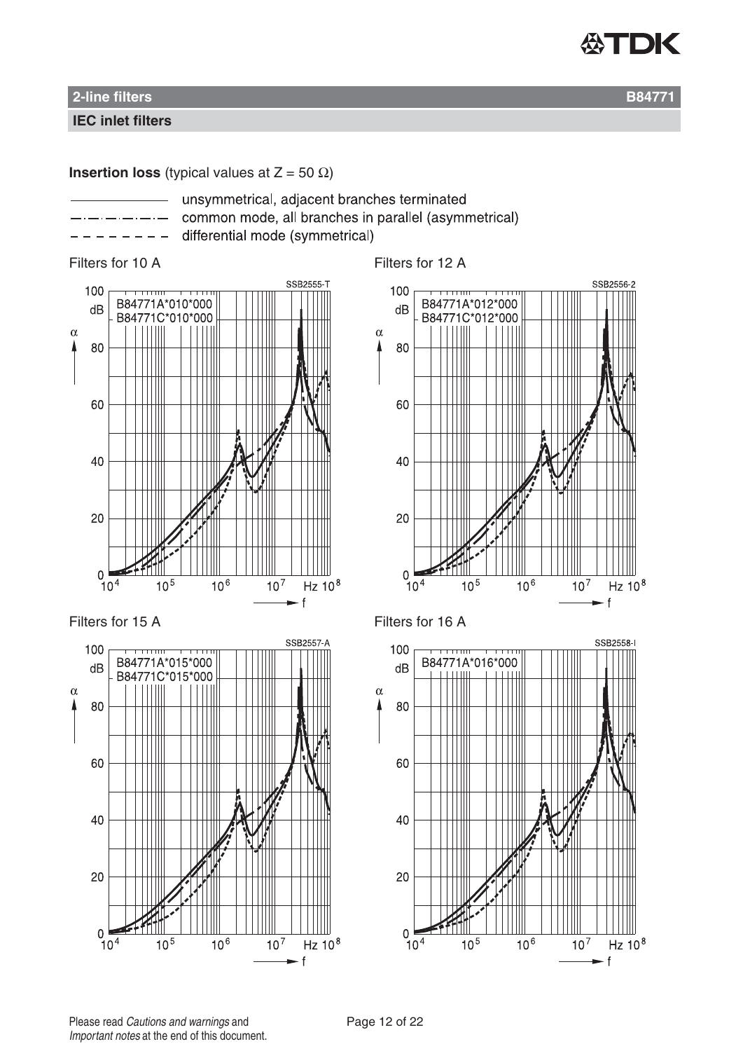## 2-line filters B84771

### IEC inlet filters

**Insertion loss** (typical values at Z = 50 Ω)

- ——————— unsymmetrical, adjacent branches terminated
- —·—·—·—·— common mode, all branches in parallel (asymmetrical)
- – – – – – – – – differential mode (symmetrical)

Filters for 10 A

SSB2555-T

B84771A*010*000
B84771C*010*000

Filters for 12 A

SSB2556-2

B84771A*012*000
B84771C*012*000

Filters for 15 A

SSB2557-A

B84771A*015*000
B84771C*015*000

Filters for 16 A

SSB2558-I

B84771A*016*000

Please read *Cautions and warnings* and *Important notes* at the end of this document.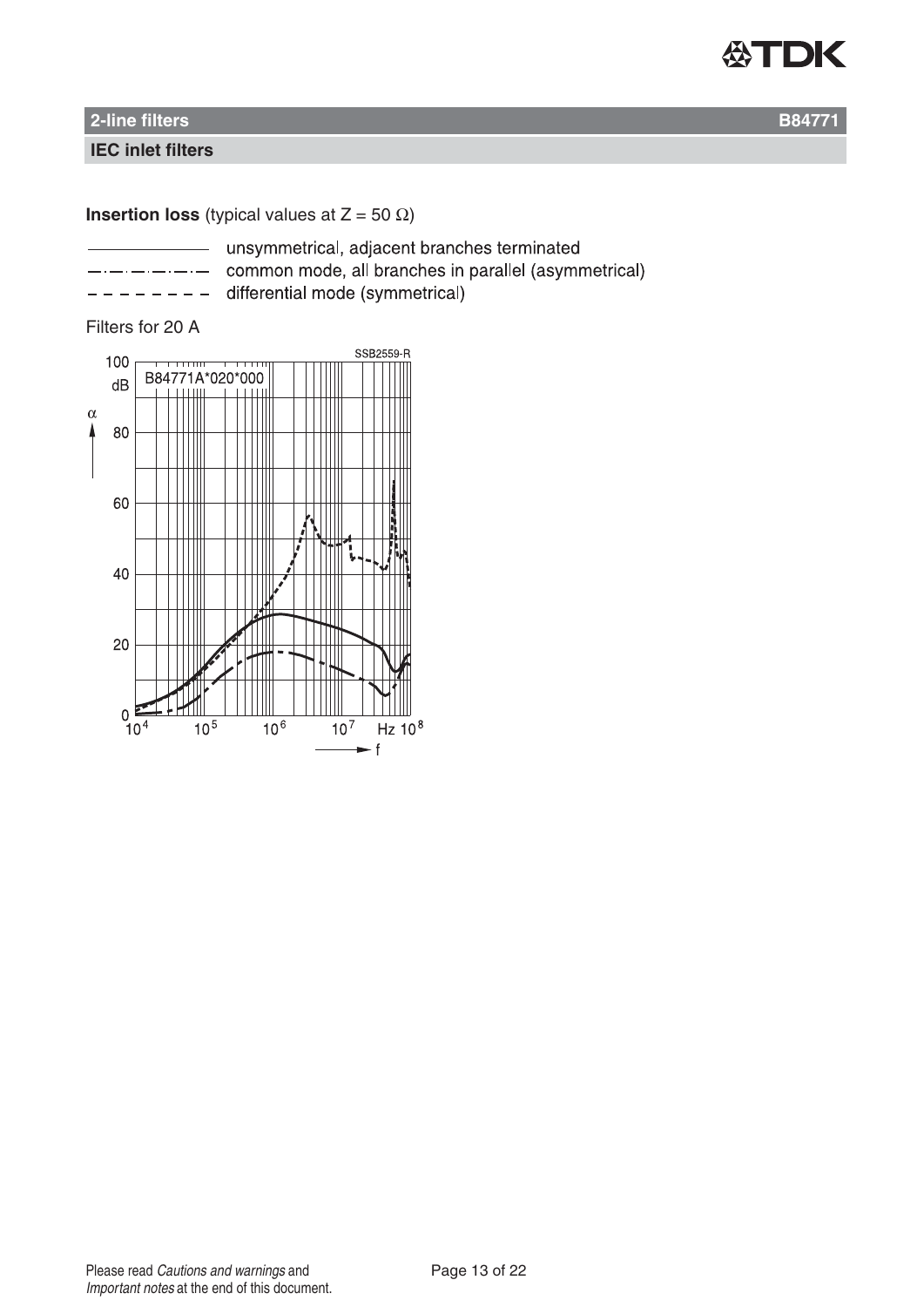## 2-line filters B84771

### IEC inlet filters

**Insertion loss** (typical values at Z = 50 Ω)

- ———— unsymmetrical, adjacent branches terminated
- —·—·—·— common mode, all branches in parallel (asymmetrical)
- – – – – – differential mode (symmetrical)

Filters for 20 A

B84771A*020*000

SSB2559-R

α (dB) vs. f (Hz), $10^4$ to $10^8$ Hz, 0 to 100 dB

Please read *Cautions and warnings* and *Important notes* at the end of this document.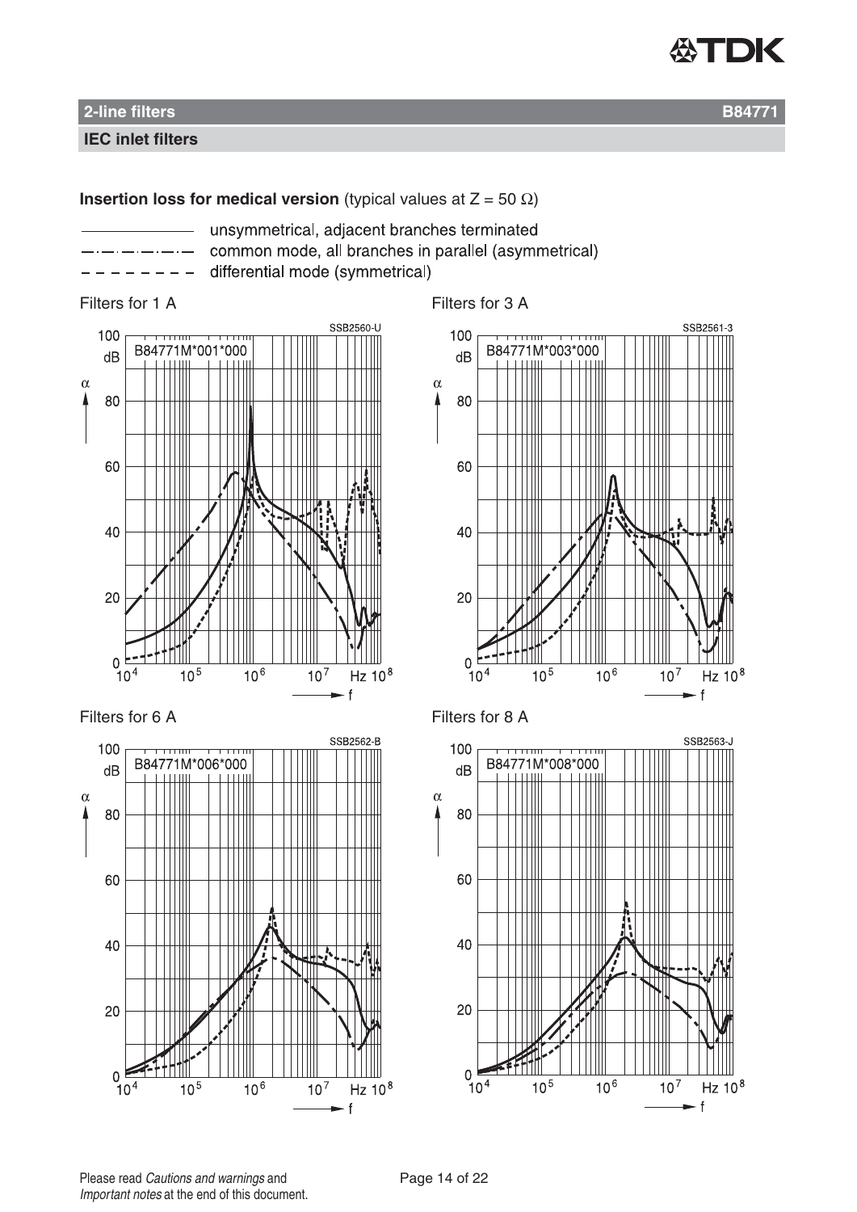## 2-line filters B84771

### IEC inlet filters

**Insertion loss for medical version** (typical values at Z = 50 Ω)

- ———— unsymmetrical, adjacent branches terminated
- —·—·—·— common mode, all branches in parallel (asymmetrical)
- - - - - - differential mode (symmetrical)

Filters for 1 A

SSB2560-U

B84771M*001*000

Filters for 3 A

SSB2561-3

B84771M*003*000

Filters for 6 A

SSB2562-B

B84771M*006*000

Filters for 8 A

SSB2563-J

B84771M*008*000

Please read *Cautions and warnings* and *Important notes* at the end of this document.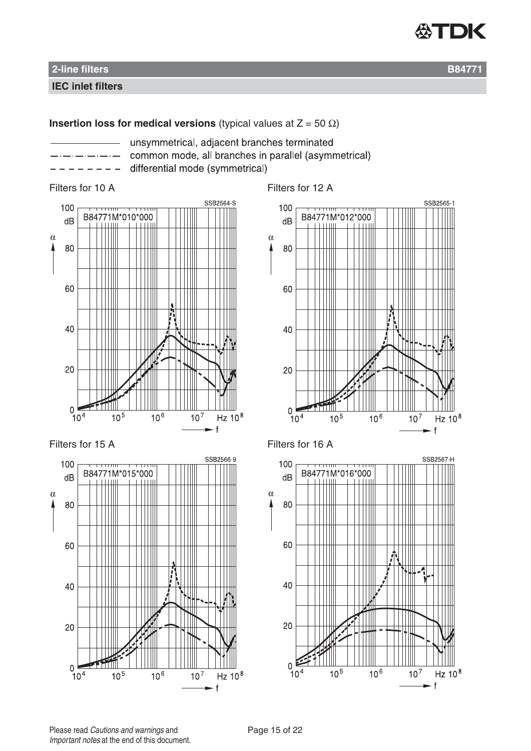## 2-line filters

B84771

**IEC inlet filters**

**Insertion loss for medical versions** (typical values at Z = 50 Ω)

- ———— unsymmetrical, adjacent branches terminated
- —·—·—·— common mode, all branches in parallel (asymmetrical)
- – – – – – differential mode (symmetrical)

Filters for 10 A

B84771M*010*000

SSB2564-S

Filters for 12 A

B84771M*012*000

SSB2565-1

Filters for 15 A

B84771M*015*000

SSB2566-9

Filters for 16 A

B84771M*016*000

SSB2567-H

Please read *Cautions and warnings* and *Important notes* at the end of this document.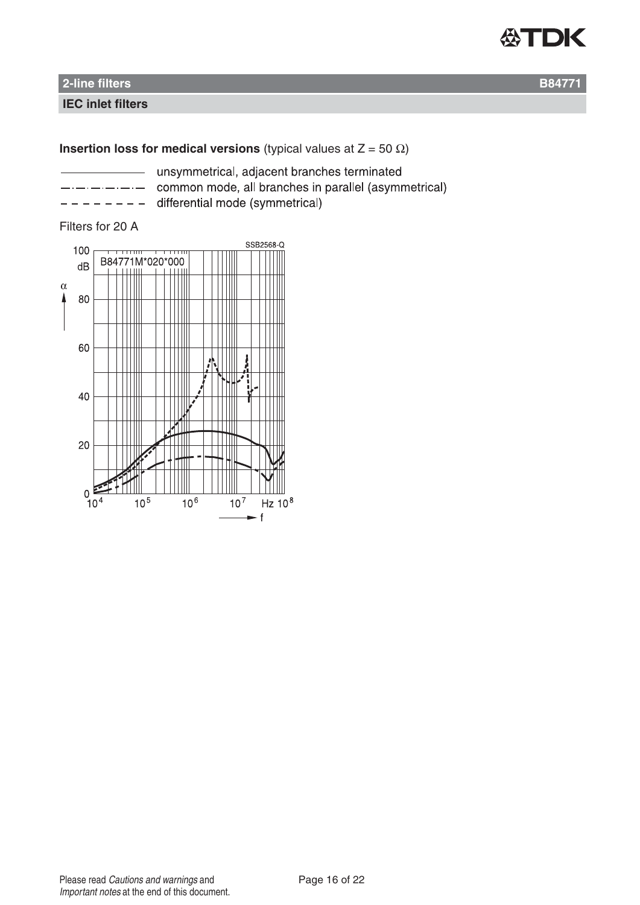## 2-line filters B84771

### IEC inlet filters

**Insertion loss for medical versions** (typical values at Z = 50 Ω)

- ——————— unsymmetrical, adjacent branches terminated
- —·—·—·—·— common mode, all branches in parallel (asymmetrical)
- – – – – – – – differential mode (symmetrical)

Filters for 20 A

B84771M*020*000

SSB2568-Q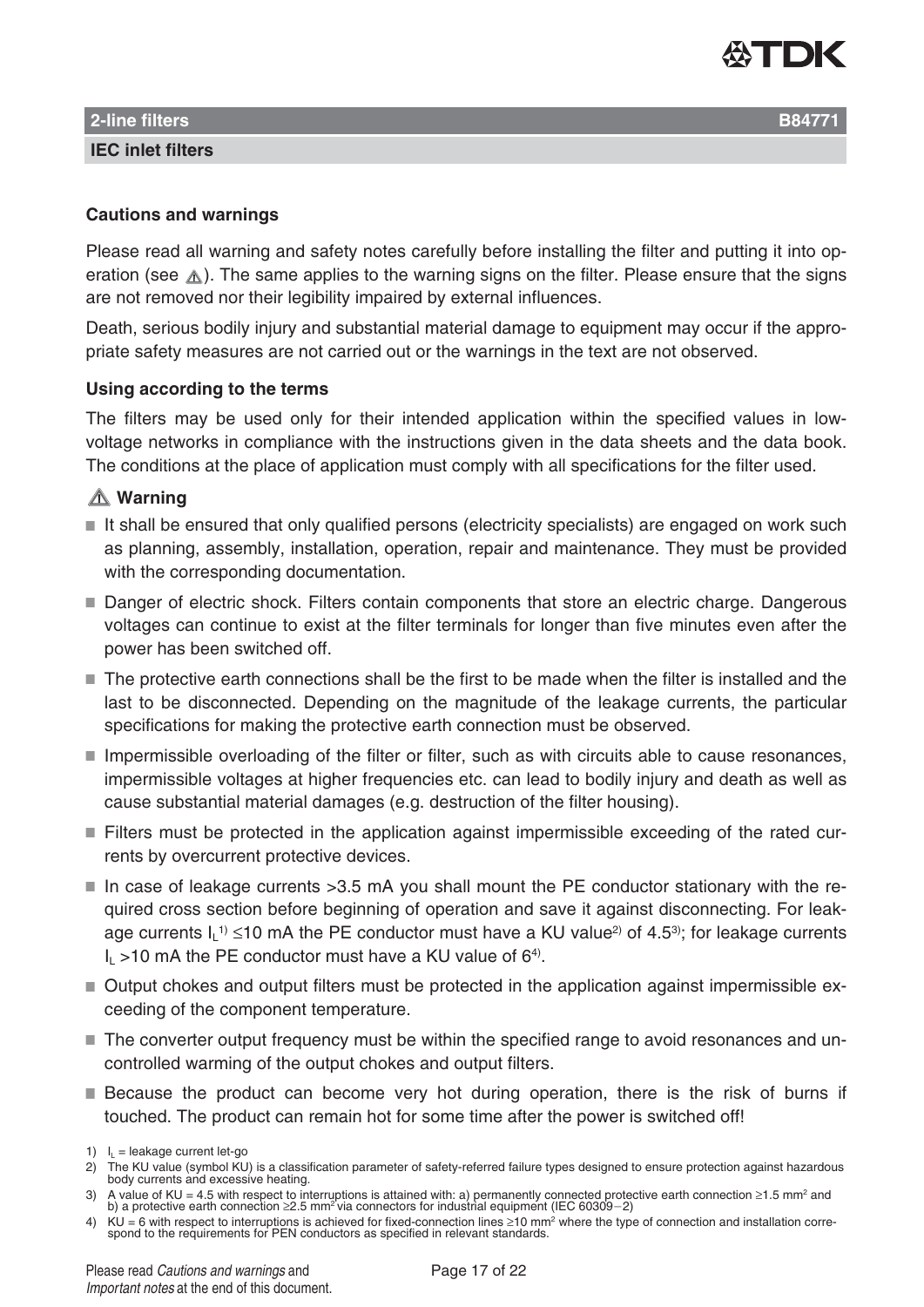**2-line filters** **B84771**

**IEC inlet filters**

### Cautions and warnings

Please read all warning and safety notes carefully before installing the filter and putting it into operation (see ⚠). The same applies to the warning signs on the filter. Please ensure that the signs are not removed nor their legibility impaired by external influences.

Death, serious bodily injury and substantial material damage to equipment may occur if the appropriate safety measures are not carried out or the warnings in the text are not observed.

### Using according to the terms

The filters may be used only for their intended application within the specified values in low-voltage networks in compliance with the instructions given in the data sheets and the data book. The conditions at the place of application must comply with all specifications for the filter used.

### ⚠ Warning

- It shall be ensured that only qualified persons (electricity specialists) are engaged on work such as planning, assembly, installation, operation, repair and maintenance. They must be provided with the corresponding documentation.
- Danger of electric shock. Filters contain components that store an electric charge. Dangerous voltages can continue to exist at the filter terminals for longer than five minutes even after the power has been switched off.
- The protective earth connections shall be the first to be made when the filter is installed and the last to be disconnected. Depending on the magnitude of the leakage currents, the particular specifications for making the protective earth connection must be observed.
- Impermissible overloading of the filter or filter, such as with circuits able to cause resonances, impermissible voltages at higher frequencies etc. can lead to bodily injury and death as well as cause substantial material damages (e.g. destruction of the filter housing).
- Filters must be protected in the application against impermissible exceeding of the rated currents by overcurrent protective devices.
- In case of leakage currents >3.5 mA you shall mount the PE conductor stationary with the required cross section before beginning of operation and save it against disconnecting. For leakage currents $I_L$[1] ≤10 mA the PE conductor must have a KU value[2] of 4.5[3]; for leakage currents $I_L$ >10 mA the PE conductor must have a KU value of 6[4].
- Output chokes and output filters must be protected in the application against impermissible exceeding of the component temperature.
- The converter output frequency must be within the specified range to avoid resonances and uncontrolled warming of the output chokes and output filters.
- Because the product can become very hot during operation, there is the risk of burns if touched. The product can remain hot for some time after the power is switched off!

1) $I_L$ = leakage current let-go

2) The KU value (symbol KU) is a classification parameter of safety-referred failure types designed to ensure protection against hazardous body currents and excessive heating.

3) A value of KU = 4.5 with respect to interruptions is attained with: a) permanently connected protective earth connection ≥1.5 mm² and b) a protective earth connection ≥2.5 mm² via connectors for industrial equipment (IEC 60309−2)

4) KU = 6 with respect to interruptions is achieved for fixed-connection lines ≥10 mm² where the type of connection and installation correspond to the requirements for PEN conductors as specified in relevant standards.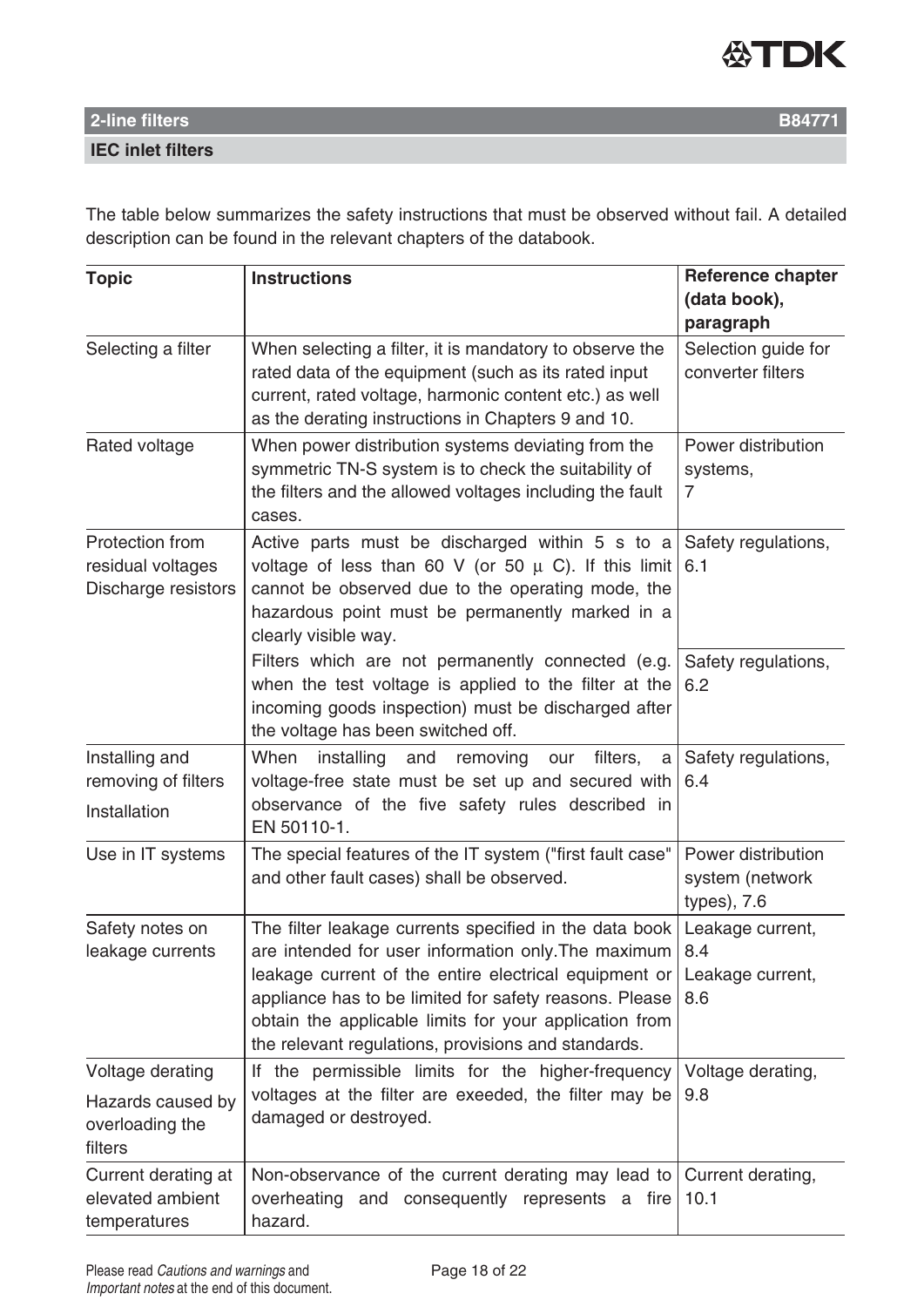## 2-line filters B84771

### IEC inlet filters

The table below summarizes the safety instructions that must be observed without fail. A detailed description can be found in the relevant chapters of the databook.

| Topic | Instructions | Reference chapter (data book), paragraph |
|---|---|---|
| Selecting a filter | When selecting a filter, it is mandatory to observe the rated data of the equipment (such as its rated input current, rated voltage, harmonic content etc.) as well as the derating instructions in Chapters 9 and 10. | Selection guide for converter filters |
| Rated voltage | When power distribution systems deviating from the symmetric TN-S system is to check the suitability of the filters and the allowed voltages including the fault cases. | Power distribution systems, 7 |
| Protection from residual voltages Discharge resistors | Active parts must be discharged within 5 s to a voltage of less than 60 V (or 50 µ C). If this limit cannot be observed due to the operating mode, the hazardous point must be permanently marked in a clearly visible way. | Safety regulations, 6.1 |
| | Filters which are not permanently connected (e.g. when the test voltage is applied to the filter at the incoming goods inspection) must be discharged after the voltage has been switched off. | Safety regulations, 6.2 |
| Installing and removing of filters Installation | When installing and removing our filters, a voltage-free state must be set up and secured with observance of the five safety rules described in EN 50110-1. | Safety regulations, 6.4 |
| Use in IT systems | The special features of the IT system ("first fault case" and other fault cases) shall be observed. | Power distribution system (network types), 7.6 |
| Safety notes on leakage currents | The filter leakage currents specified in the data book are intended for user information only.The maximum leakage current of the entire electrical equipment or appliance has to be limited for safety reasons. Please obtain the applicable limits for your application from the relevant regulations, provisions and standards. | Leakage current, 8.4 Leakage current, 8.6 |
| Voltage derating Hazards caused by overloading the filters | If the permissible limits for the higher-frequency voltages at the filter are exeeded, the filter may be damaged or destroyed. | Voltage derating, 9.8 |
| Current derating at elevated ambient temperatures | Non-observance of the current derating may lead to overheating and consequently represents a fire hazard. | Current derating, 10.1 |

Please read *Cautions and warnings* and *Important notes* at the end of this document.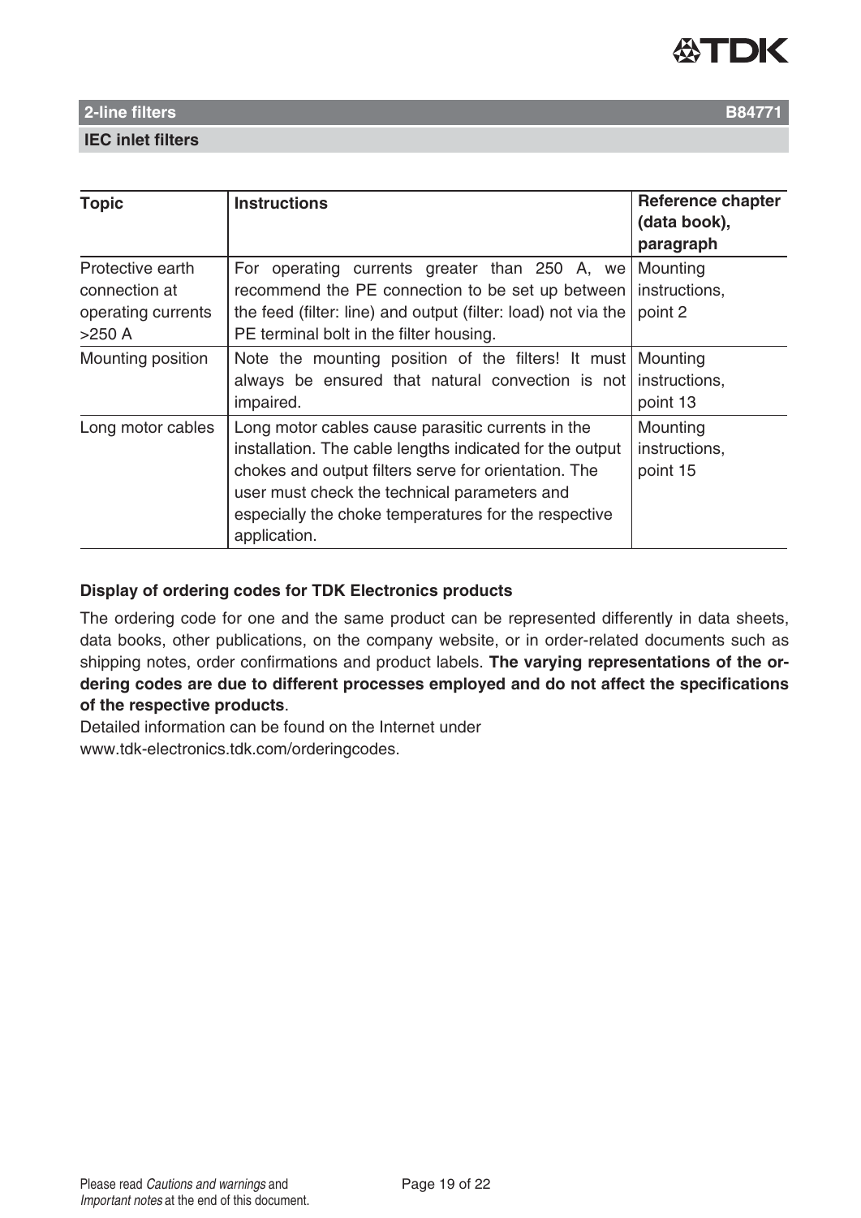| Topic | Instructions | Reference chapter (data book), paragraph |
|---|---|---|
| Protective earth connection at operating currents >250 A | For operating currents greater than 250 A, we recommend the PE connection to be set up between the feed (filter: line) and output (filter: load) not via the PE terminal bolt in the filter housing. | Mounting instructions, point 2 |
| Mounting position | Note the mounting position of the filters! It must always be ensured that natural convection is not impaired. | Mounting instructions, point 13 |
| Long motor cables | Long motor cables cause parasitic currents in the installation. The cable lengths indicated for the output chokes and output filters serve for orientation. The user must check the technical parameters and especially the choke temperatures for the respective application. | Mounting instructions, point 15 |

### Display of ordering codes for TDK Electronics products

The ordering code for one and the same product can be represented differently in data sheets, data books, other publications, on the company website, or in order-related documents such as shipping notes, order confirmations and product labels. **The varying representations of the ordering codes are due to different processes employed and do not affect the specifications of the respective products**.

Detailed information can be found on the Internet under
www.tdk-electronics.tdk.com/orderingcodes.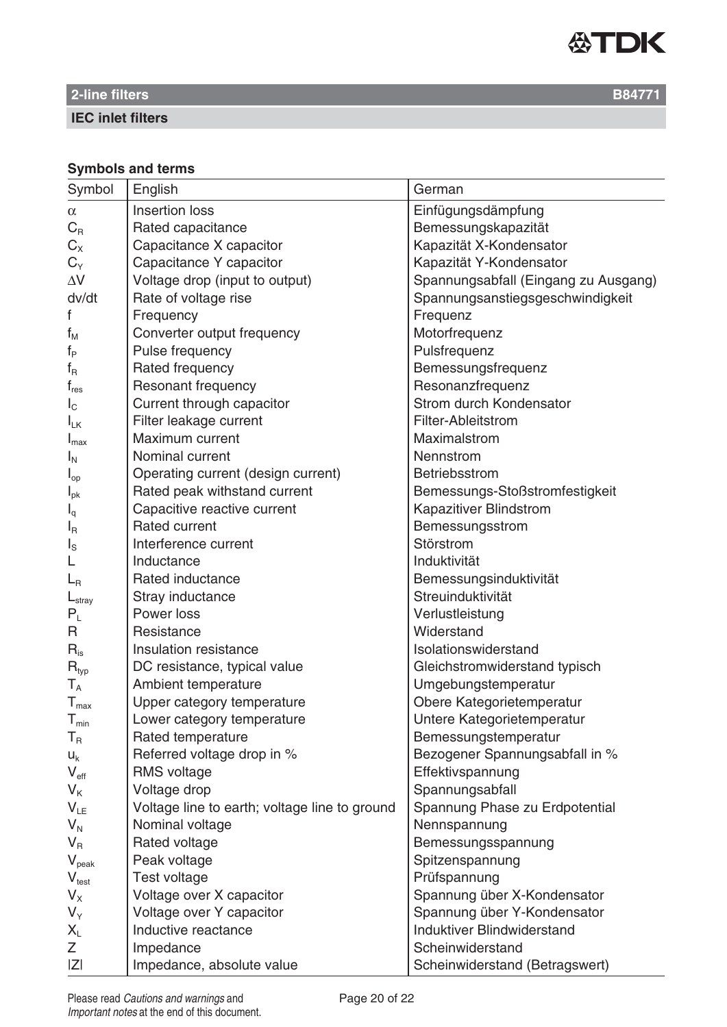## 2-line filters B84771

### IEC inlet filters

**Symbols and terms**

| Symbol | English | German |
|---|---|---|
| $\alpha$ | Insertion loss | Einfügungsdämpfung |
| $C_R$ | Rated capacitance | Bemessungskapazität |
| $C_X$ | Capacitance X capacitor | Kapazität X-Kondensator |
| $C_Y$ | Capacitance Y capacitor | Kapazität Y-Kondensator |
| $\Delta V$ | Voltage drop (input to output) | Spannungsabfall (Eingang zu Ausgang) |
| dv/dt | Rate of voltage rise | Spannungsanstiegsgeschwindigkeit |
| f | Frequency | Frequenz |
| $f_M$ | Converter output frequency | Motorfrequenz |
| $f_P$ | Pulse frequency | Pulsfrequenz |
| $f_R$ | Rated frequency | Bemessungsfrequenz |
| $f_{res}$ | Resonant frequency | Resonanzfrequenz |
| $I_C$ | Current through capacitor | Strom durch Kondensator |
| $I_{LK}$ | Filter leakage current | Filter-Ableitstrom |
| $I_{max}$ | Maximum current | Maximalstrom |
| $I_N$ | Nominal current | Nennstrom |
| $I_{op}$ | Operating current (design current) | Betriebsstrom |
| $I_{pk}$ | Rated peak withstand current | Bemessungs-Stoßstromfestigkeit |
| $I_q$ | Capacitive reactive current | Kapazitiver Blindstrom |
| $I_R$ | Rated current | Bemessungsstrom |
| $I_S$ | Interference current | Störstrom |
| L | Inductance | Induktivität |
| $L_R$ | Rated inductance | Bemessungsinduktivität |
| $L_{stray}$ | Stray inductance | Streuinduktivität |
| $P_L$ | Power loss | Verlustleistung |
| R | Resistance | Widerstand |
| $R_{is}$ | Insulation resistance | Isolationswiderstand |
| $R_{typ}$ | DC resistance, typical value | Gleichstromwiderstand typisch |
| $T_A$ | Ambient temperature | Umgebungstemperatur |
| $T_{max}$ | Upper category temperature | Obere Kategorietemperatur |
| $T_{min}$ | Lower category temperature | Untere Kategorietemperatur |
| $T_R$ | Rated temperature | Bemessungstemperatur |
| $u_k$ | Referred voltage drop in % | Bezogener Spannungsabfall in % |
| $V_{eff}$ | RMS voltage | Effektivspannung |
| $V_K$ | Voltage drop | Spannungsabfall |
| $V_{LE}$ | Voltage line to earth; voltage line to ground | Spannung Phase zu Erdpotential |
| $V_N$ | Nominal voltage | Nennspannung |
| $V_R$ | Rated voltage | Bemessungsspannung |
| $V_{peak}$ | Peak voltage | Spitzenspannung |
| $V_{test}$ | Test voltage | Prüfspannung |
| $V_X$ | Voltage over X capacitor | Spannung über X-Kondensator |
| $V_Y$ | Voltage over Y capacitor | Spannung über Y-Kondensator |
| $X_L$ | Inductive reactance | Induktiver Blindwiderstand |
| Z | Impedance | Scheinwiderstand |
| $\lvert Z \rvert$ | Impedance, absolute value | Scheinwiderstand (Betragswert) |

Please read *Cautions and warnings* and *Important notes* at the end of this document.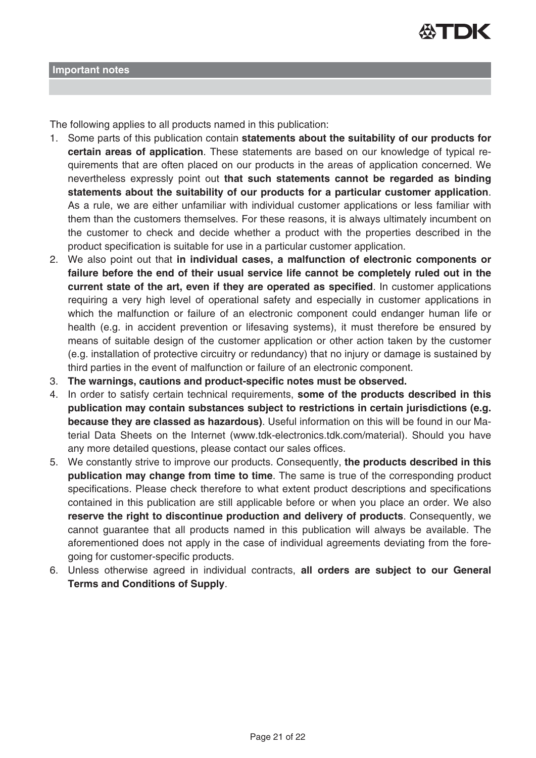## Important notes

The following applies to all products named in this publication:

1. Some parts of this publication contain **statements about the suitability of our products for certain areas of application**. These statements are based on our knowledge of typical requirements that are often placed on our products in the areas of application concerned. We nevertheless expressly point out **that such statements cannot be regarded as binding statements about the suitability of our products for a particular customer application**. As a rule, we are either unfamiliar with individual customer applications or less familiar with them than the customers themselves. For these reasons, it is always ultimately incumbent on the customer to check and decide whether a product with the properties described in the product specification is suitable for use in a particular customer application.
2. We also point out that **in individual cases, a malfunction of electronic components or failure before the end of their usual service life cannot be completely ruled out in the current state of the art, even if they are operated as specified**. In customer applications requiring a very high level of operational safety and especially in customer applications in which the malfunction or failure of an electronic component could endanger human life or health (e.g. in accident prevention or lifesaving systems), it must therefore be ensured by means of suitable design of the customer application or other action taken by the customer (e.g. installation of protective circuitry or redundancy) that no injury or damage is sustained by third parties in the event of malfunction or failure of an electronic component.
3. **The warnings, cautions and product-specific notes must be observed.**
4. In order to satisfy certain technical requirements, **some of the products described in this publication may contain substances subject to restrictions in certain jurisdictions (e.g. because they are classed as hazardous)**. Useful information on this will be found in our Material Data Sheets on the Internet (www.tdk-electronics.tdk.com/material). Should you have any more detailed questions, please contact our sales offices.
5. We constantly strive to improve our products. Consequently, **the products described in this publication may change from time to time**. The same is true of the corresponding product specifications. Please check therefore to what extent product descriptions and specifications contained in this publication are still applicable before or when you place an order. We also **reserve the right to discontinue production and delivery of products**. Consequently, we cannot guarantee that all products named in this publication will always be available. The aforementioned does not apply in the case of individual agreements deviating from the foregoing for customer-specific products.
6. Unless otherwise agreed in individual contracts, **all orders are subject to our General Terms and Conditions of Supply**.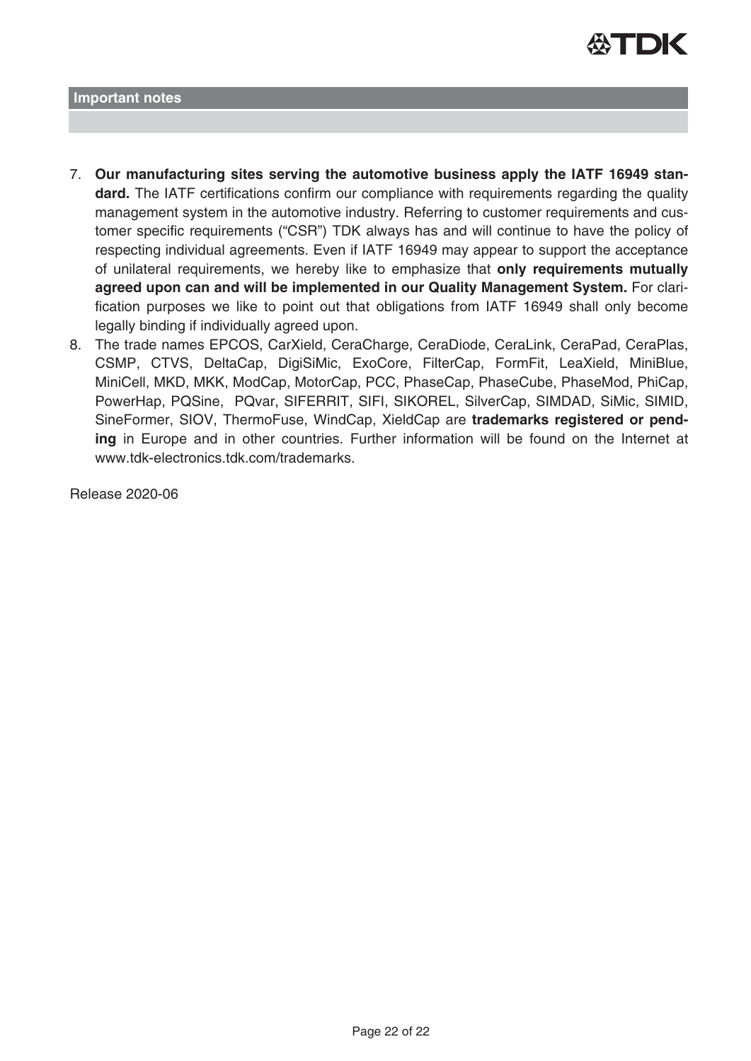## Important notes

7. **Our manufacturing sites serving the automotive business apply the IATF 16949 standard.** The IATF certifications confirm our compliance with requirements regarding the quality management system in the automotive industry. Referring to customer requirements and customer specific requirements ("CSR") TDK always has and will continue to have the policy of respecting individual agreements. Even if IATF 16949 may appear to support the acceptance of unilateral requirements, we hereby like to emphasize that **only requirements mutually agreed upon can and will be implemented in our Quality Management System.** For clarification purposes we like to point out that obligations from IATF 16949 shall only become legally binding if individually agreed upon.
8. The trade names EPCOS, CarXield, CeraCharge, CeraDiode, CeraLink, CeraPad, CeraPlas, CSMP, CTVS, DeltaCap, DigiSiMic, ExoCore, FilterCap, FormFit, LeaXield, MiniBlue, MiniCell, MKD, MKK, ModCap, MotorCap, PCC, PhaseCap, PhaseCube, PhaseMod, PhiCap, PowerHap, PQSine, PQvar, SIFERRIT, SIFI, SIKOREL, SilverCap, SIMDAD, SiMic, SIMID, SineFormer, SIOV, ThermoFuse, WindCap, XieldCap are **trademarks registered or pending** in Europe and in other countries. Further information will be found on the Internet at www.tdk-electronics.tdk.com/trademarks.

Release 2020-06